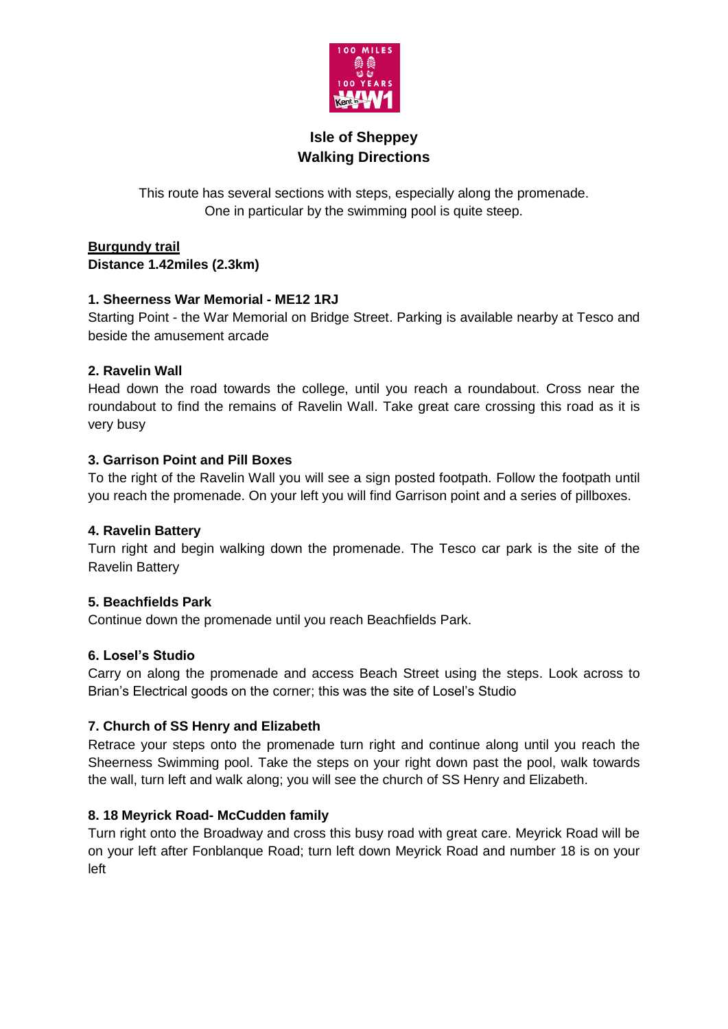# Isle of Sheppey
# Walking Directions

This route has several sections with steps, especially along the promenade. One in particular by the swimming pool is quite steep.

**Burgundy trail**
**Distance 1.42miles (2.3km)**

### 1. Sheerness War Memorial - ME12 1RJ

Starting Point - the War Memorial on Bridge Street. Parking is available nearby at Tesco and beside the amusement arcade

### 2. Ravelin Wall

Head down the road towards the college, until you reach a roundabout. Cross near the roundabout to find the remains of Ravelin Wall. Take great care crossing this road as it is very busy

### 3. Garrison Point and Pill Boxes

To the right of the Ravelin Wall you will see a sign posted footpath. Follow the footpath until you reach the promenade. On your left you will find Garrison point and a series of pillboxes.

### 4. Ravelin Battery

Turn right and begin walking down the promenade. The Tesco car park is the site of the Ravelin Battery

### 5. Beachfields Park

Continue down the promenade until you reach Beachfields Park.

### 6. Losel's Studio

Carry on along the promenade and access Beach Street using the steps. Look across to Brian's Electrical goods on the corner; this was the site of Losel's Studio

### 7. Church of SS Henry and Elizabeth

Retrace your steps onto the promenade turn right and continue along until you reach the Sheerness Swimming pool. Take the steps on your right down past the pool, walk towards the wall, turn left and walk along; you will see the church of SS Henry and Elizabeth.

### 8. 18 Meyrick Road- McCudden family

Turn right onto the Broadway and cross this busy road with great care. Meyrick Road will be on your left after Fonblanque Road; turn left down Meyrick Road and number 18 is on your left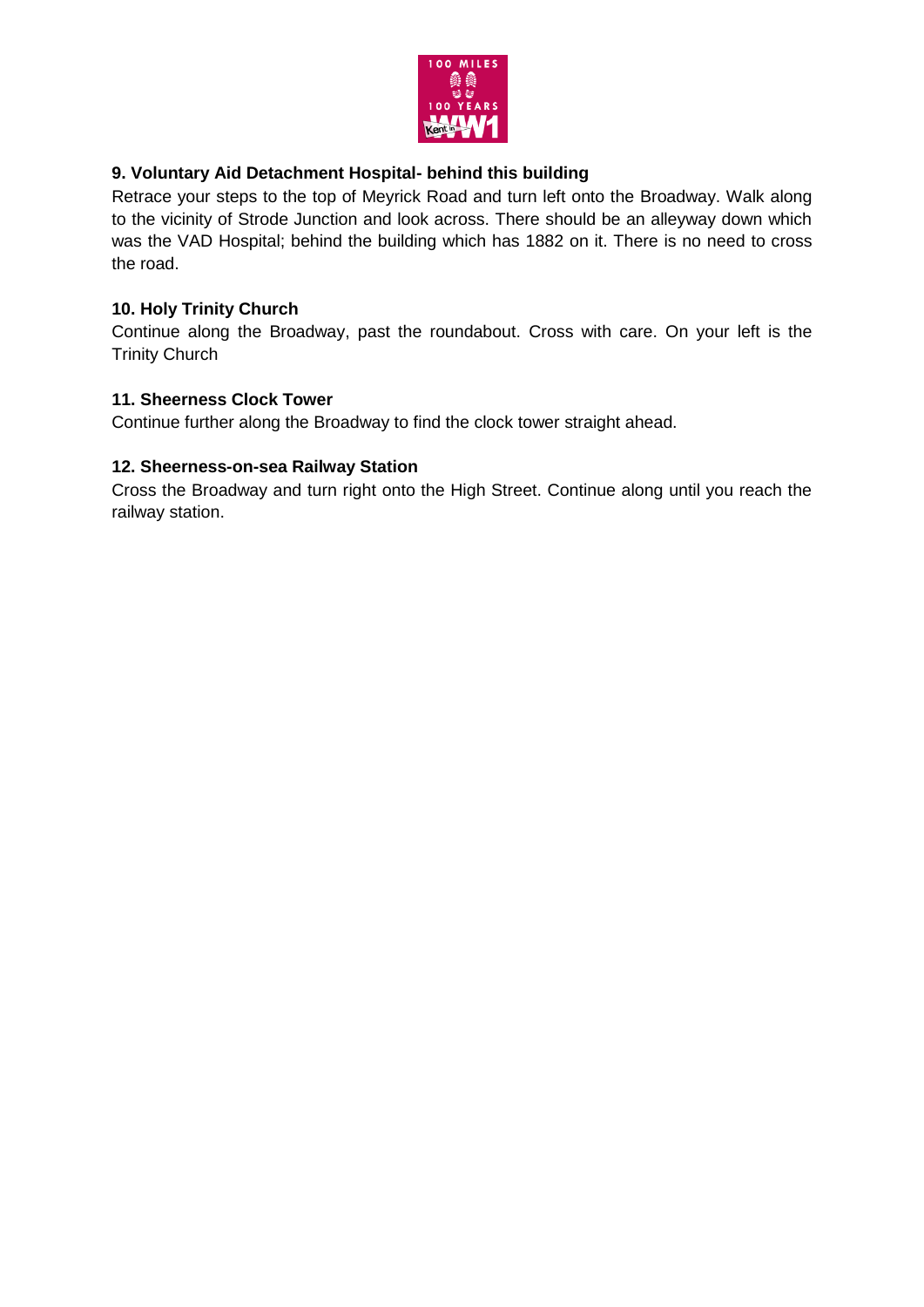**9. Voluntary Aid Detachment Hospital- behind this building**

Retrace your steps to the top of Meyrick Road and turn left onto the Broadway. Walk along to the vicinity of Strode Junction and look across. There should be an alleyway down which was the VAD Hospital; behind the building which has 1882 on it. There is no need to cross the road.

**10. Holy Trinity Church**

Continue along the Broadway, past the roundabout. Cross with care. On your left is the Trinity Church

**11. Sheerness Clock Tower**

Continue further along the Broadway to find the clock tower straight ahead.

**12. Sheerness-on-sea Railway Station**

Cross the Broadway and turn right onto the High Street. Continue along until you reach the railway station.